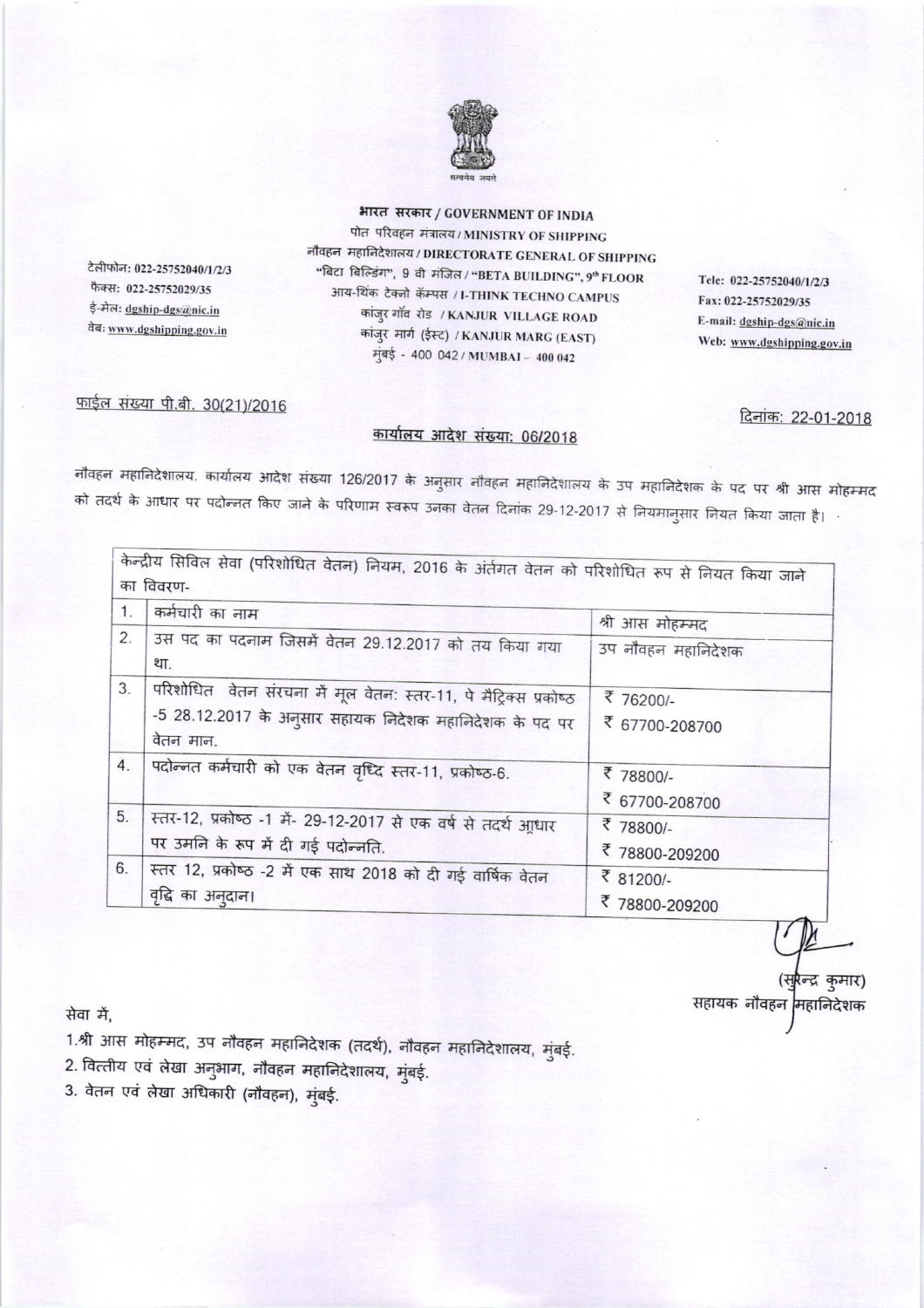भारत सरकार / GOVERNMENT OF INDIA
पोत परिवहन मंत्रालय / MINISTRY OF SHIPPING
नौवहन महानिदेशालय / DIRECTORATE GENERAL OF SHIPPING
"बिटा बिल्डिंग", 9 वी मंजिल / "BETA BUILDING", 9th FLOOR
आय-थिंक टेक्नो कॅम्पस / I-THINK TECHNO CAMPUS
कांजुर गाँव रोड / KANJUR VILLAGE ROAD
कांजुर मार्ग (ईस्ट) / KANJUR MARG (EAST)
मुंबई - 400 042 / MUMBAI – 400 042

टेलीफोन: 022-25752040/1/2/3
फैक्स: 022-25752029/35
ई-मेल: dgship-dgs@nic.in
वेब: www.dgshipping.gov.in

Tele: 022-25752040/1/2/3
Fax: 022-25752029/35
E-mail: dgship-dgs@nic.in
Web: www.dgshipping.gov.in

फाईल संख्या पी.बी. 30(21)/2016

दिनांक: 22-01-2018

## कार्यालय आदेश संख्या: 06/2018

नौवहन महानिदेशालय. कार्यालय आदेश संख्या 126/2017 के अनुसार नौवहन महानिदेशालय के उप महानिदेशक के पद पर श्री आस मोहम्मद को तदर्थ के आधार पर पदोन्नत किए जाने के परिणाम स्वरूप उनका वेतन दिनांक 29-12-2017 से नियमानुसार नियत किया जाता है।

| केन्द्रीय सिविल सेवा (परिशोधित वेतन) नियम, 2016 के अंतर्गत वेतन को परिशोधित रूप से नियत किया जाने का विवरण- | | |
|---|---|---|
| 1. | कर्मचारी का नाम | श्री आस मोहम्मद |
| 2. | उस पद का पदनाम जिसमें वेतन 29.12.2017 को तय किया गया था. | उप नौवहन महानिदेशक |
| 3. | परिशोधित वेतन संरचना में मूल वेतन: स्तर-11, पे मैट्रिक्स प्रकोष्ठ -5 28.12.2017 के अनुसार सहायक निदेशक महानिदेशक के पद पर वेतन मान. | ₹ 76200/-<br>₹ 67700-208700 |
| 4. | पदोन्नत कर्मचारी को एक वेतन वृध्दि स्तर-11, प्रकोष्ठ-6. | ₹ 78800/-<br>₹ 67700-208700 |
| 5. | स्तर-12, प्रकोष्ठ -1 में- 29-12-2017 से एक वर्ष से तदर्थ आधार पर उमनि के रूप में दी गई पदोन्नति. | ₹ 78800/-<br>₹ 78800-209200 |
| 6. | स्तर 12, प्रकोष्ठ -2 में एक साथ 2018 को दी गई वार्षिक वेतन वृद्धि का अनुदान। | ₹ 81200/-<br>₹ 78800-209200 |

(सुरेन्द्र कुमार)
सहायक नौवहन महानिदेशक

सेवा में,

1. श्री आस मोहम्मद, उप नौवहन महानिदेशक (तदर्थ), नौवहन महानिदेशालय, मुंबई.
2. वित्तीय एवं लेखा अनुभाग, नौवहन महानिदेशालय, मुंबई.
3. वेतन एवं लेखा अधिकारी (नौवहन), मुंबई.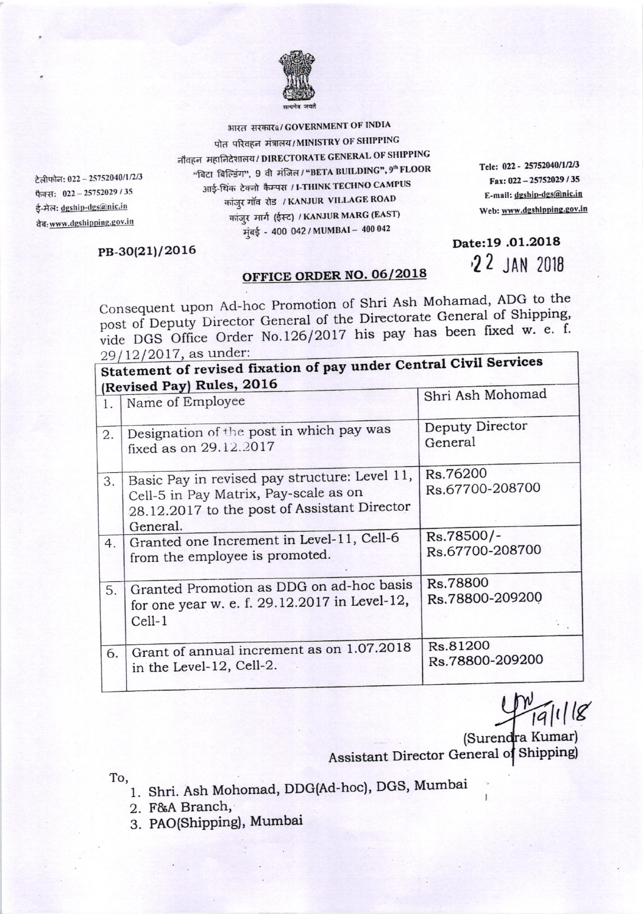भारत सरकार/ GOVERNMENT OF INDIA
पोत परिवहन मंत्रालय / MINISTRY OF SHIPPING
नौवहन महानिदेशालय / DIRECTORATE GENERAL OF SHIPPING
"बिटा बिल्डिंग", 9 वी मंजिल / "BETA BUILDING", 9th FLOOR
आई-थिंक टेक्नो कैम्पस / I-THINK TECHNO CAMPUS
कांजुर गाँव रोड / KANJUR VILLAGE ROAD
कांजुर मार्ग (ईस्ट) / KANJUR MARG (EAST)
मुंबई - 400 042 / MUMBAI – 400 042

टेलीफोन: 022 – 25752040/1/2/3
फैक्स: 022 – 25752029 / 35
ई-मेल: dgship-dgs@nic.in
वेब: www.dgshipping.gov.in

Tele: 022 - 25752040/1/2/3
Fax: 022 – 25752029 / 35
E-mail: dgship-dgs@nic.in
Web: www.dgshipping.gov.in

PB-30(21)/2016

Date:19 .01.2018
22 JAN 2018

## OFFICE ORDER NO. 06/2018

Consequent upon Ad-hoc Promotion of Shri Ash Mohamad, ADG to the post of Deputy Director General of the Directorate General of Shipping, vide DGS Office Order No.126/2017 his pay has been fixed w. e. f. 29/12/2017, as under:

**Statement of revised fixation of pay under Central Civil Services (Revised Pay) Rules, 2016**

| | | |
|---|---|---|
| 1. | Name of Employee | Shri Ash Mohomad |
| 2. | Designation of the post in which pay was fixed as on 29.12.2017 | Deputy Director General |
| 3. | Basic Pay in revised pay structure: Level 11, Cell-5 in Pay Matrix, Pay-scale as on 28.12.2017 to the post of Assistant Director General. | Rs.76200<br>Rs.67700-208700 |
| 4. | Granted one Increment in Level-11, Cell-6 from the employee is promoted. | Rs.78500/-<br>Rs.67700-208700 |
| 5. | Granted Promotion as DDG on ad-hoc basis for one year w. e. f. 29.12.2017 in Level-12, Cell-1 | Rs.78800<br>Rs.78800-209200 |
| 6. | Grant of annual increment as on 1.07.2018 in the Level-12, Cell-2. | Rs.81200<br>Rs.78800-209200 |

19/1/18

(Surendra Kumar)
Assistant Director General of Shipping

To,

1. Shri. Ash Mohomad, DDG(Ad-hoc), DGS, Mumbai
2. F&A Branch,
3. PAO(Shipping), Mumbai